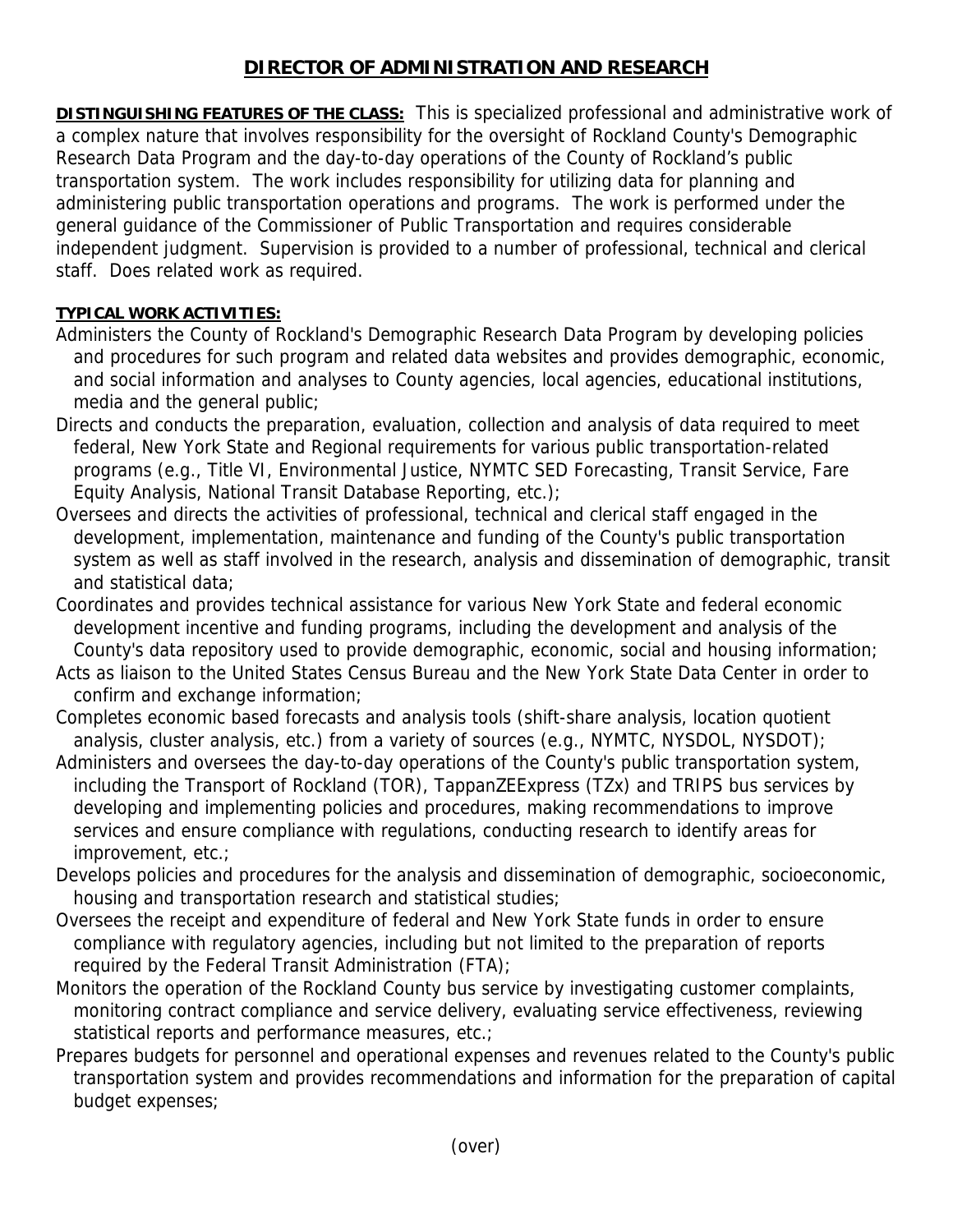# DIRECTOR OF ADMINISTRATION AND RESEARCH

**DISTINGUISHING FEATURES OF THE CLASS:** This is specialized professional and administrative work of a complex nature that involves responsibility for the oversight of Rockland County's Demographic Research Data Program and the day-to-day operations of the County of Rockland's public transportation system. The work includes responsibility for utilizing data for planning and administering public transportation operations and programs. The work is performed under the general guidance of the Commissioner of Public Transportation and requires considerable independent judgment. Supervision is provided to a number of professional, technical and clerical staff. Does related work as required.

**TYPICAL WORK ACTIVITIES:**

Administers the County of Rockland's Demographic Research Data Program by developing policies and procedures for such program and related data websites and provides demographic, economic, and social information and analyses to County agencies, local agencies, educational institutions, media and the general public;

Directs and conducts the preparation, evaluation, collection and analysis of data required to meet federal, New York State and Regional requirements for various public transportation-related programs (e.g., Title VI, Environmental Justice, NYMTC SED Forecasting, Transit Service, Fare Equity Analysis, National Transit Database Reporting, etc.);

Oversees and directs the activities of professional, technical and clerical staff engaged in the development, implementation, maintenance and funding of the County's public transportation system as well as staff involved in the research, analysis and dissemination of demographic, transit and statistical data;

Coordinates and provides technical assistance for various New York State and federal economic development incentive and funding programs, including the development and analysis of the County's data repository used to provide demographic, economic, social and housing information;

Acts as liaison to the United States Census Bureau and the New York State Data Center in order to confirm and exchange information;

Completes economic based forecasts and analysis tools (shift-share analysis, location quotient analysis, cluster analysis, etc.) from a variety of sources (e.g., NYMTC, NYSDOL, NYSDOT);

Administers and oversees the day-to-day operations of the County's public transportation system, including the Transport of Rockland (TOR), TappanZEExpress (TZx) and TRIPS bus services by developing and implementing policies and procedures, making recommendations to improve services and ensure compliance with regulations, conducting research to identify areas for improvement, etc.;

Develops policies and procedures for the analysis and dissemination of demographic, socioeconomic, housing and transportation research and statistical studies;

Oversees the receipt and expenditure of federal and New York State funds in order to ensure compliance with regulatory agencies, including but not limited to the preparation of reports required by the Federal Transit Administration (FTA);

Monitors the operation of the Rockland County bus service by investigating customer complaints, monitoring contract compliance and service delivery, evaluating service effectiveness, reviewing statistical reports and performance measures, etc.;

Prepares budgets for personnel and operational expenses and revenues related to the County's public transportation system and provides recommendations and information for the preparation of capital budget expenses;

(over)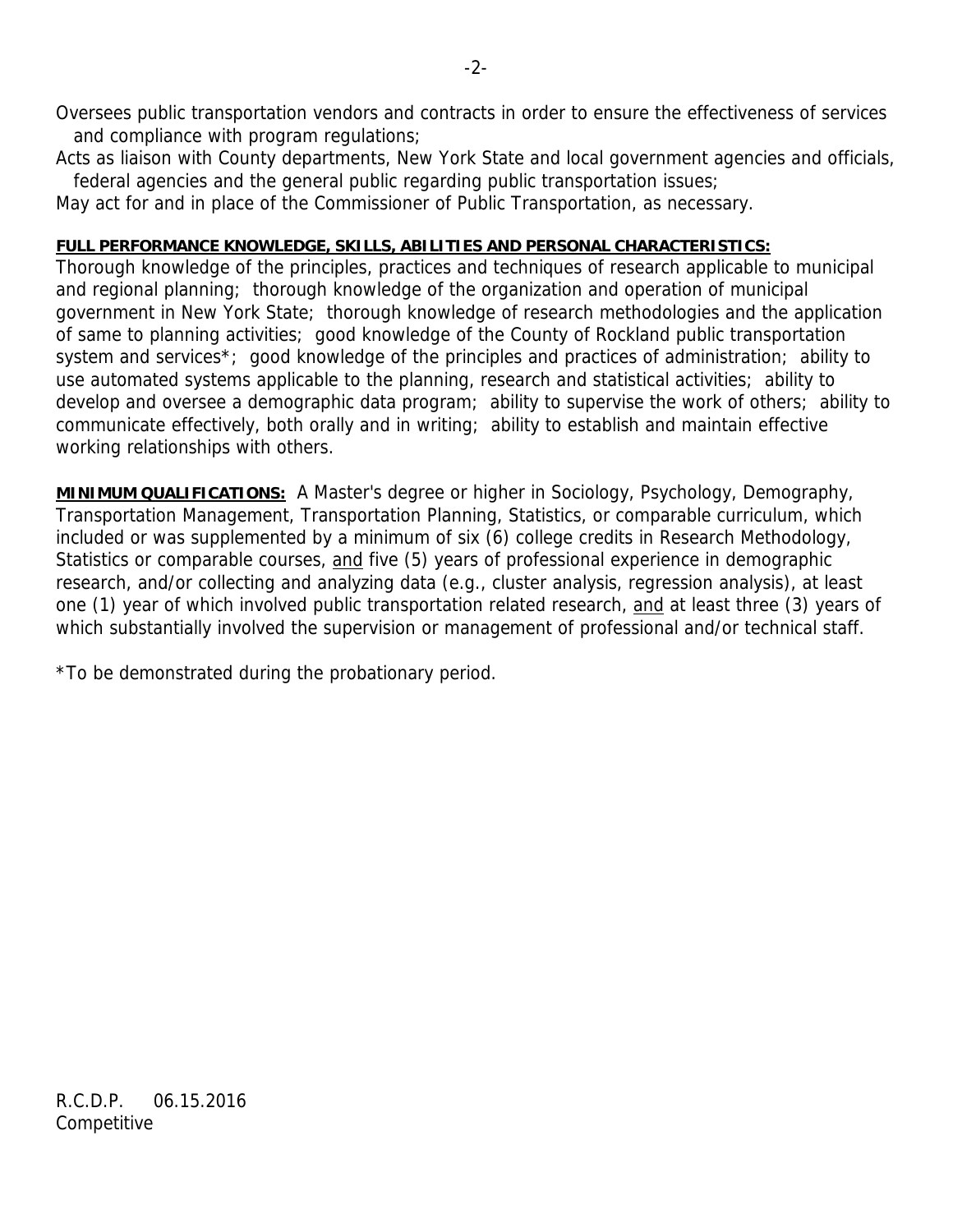Oversees public transportation vendors and contracts in order to ensure the effectiveness of services and compliance with program regulations;

Acts as liaison with County departments, New York State and local government agencies and officials, federal agencies and the general public regarding public transportation issues;

May act for and in place of the Commissioner of Public Transportation, as necessary.

**FULL PERFORMANCE KNOWLEDGE, SKILLS, ABILITIES AND PERSONAL CHARACTERISTICS:**
Thorough knowledge of the principles, practices and techniques of research applicable to municipal and regional planning; thorough knowledge of the organization and operation of municipal government in New York State; thorough knowledge of research methodologies and the application of same to planning activities; good knowledge of the County of Rockland public transportation system and services*; good knowledge of the principles and practices of administration; ability to use automated systems applicable to the planning, research and statistical activities; ability to develop and oversee a demographic data program; ability to supervise the work of others; ability to communicate effectively, both orally and in writing; ability to establish and maintain effective working relationships with others.

**MINIMUM QUALIFICATIONS:** A Master's degree or higher in Sociology, Psychology, Demography, Transportation Management, Transportation Planning, Statistics, or comparable curriculum, which included or was supplemented by a minimum of six (6) college credits in Research Methodology, Statistics or comparable courses, and five (5) years of professional experience in demographic research, and/or collecting and analyzing data (e.g., cluster analysis, regression analysis), at least one (1) year of which involved public transportation related research, and at least three (3) years of which substantially involved the supervision or management of professional and/or technical staff.

*To be demonstrated during the probationary period.

R.C.D.P. 06.15.2016
Competitive